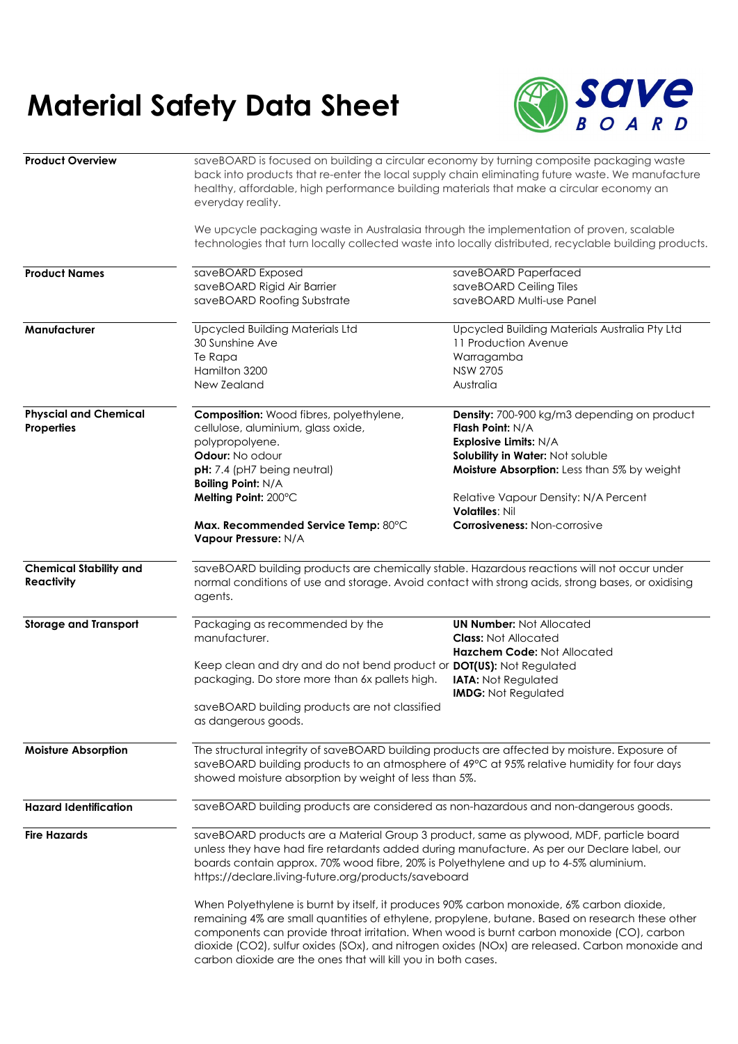# Material Safety Data Sheet

save BOARD

## Product Overview

saveBOARD is focused on building a circular economy by turning composite packaging waste back into products that re-enter the local supply chain eliminating future waste. We manufacture healthy, affordable, high performance building materials that make a circular economy an everyday reality.

We upcycle packaging waste in Australasia through the implementation of proven, scalable technologies that turn locally collected waste into locally distributed, recyclable building products.

## Product Names

- saveBOARD Exposed
- saveBOARD Rigid Air Barrier
- saveBOARD Roofing Substrate
- saveBOARD Paperfaced
- saveBOARD Ceiling Tiles
- saveBOARD Multi-use Panel

## Manufacturer

Upcycled Building Materials Ltd
30 Sunshine Ave
Te Rapa
Hamilton 3200
New Zealand

Upcycled Building Materials Australia Pty Ltd
11 Production Avenue
Warragamba
NSW 2705
Australia

## Physcial and Chemical Properties

**Composition:** Wood fibres, polyethylene, cellulose, aluminium, glass oxide, polypropolyene.
**Odour:** No odour
**pH:** 7.4 (pH7 being neutral)
**Boiling Point:** N/A
**Melting Point:** 200°C

**Max. Recommended Service Temp:** 80°C
**Vapour Pressure:** N/A

**Density:** 700-900 kg/m3 depending on product
**Flash Point:** N/A
**Explosive Limits:** N/A
**Solubility in Water:** Not soluble
**Moisture Absorption:** Less than 5% by weight

Relative Vapour Density: N/A Percent
**Volatiles**: Nil
**Corrosiveness:** Non-corrosive

## Chemical Stability and Reactivity

saveBOARD building products are chemically stable. Hazardous reactions will not occur under normal conditions of use and storage. Avoid contact with strong acids, strong bases, or oxidising agents.

## Storage and Transport

Packaging as recommended by the manufacturer.

Keep clean and dry and do not bend product or packaging. Do store more than 6x pallets high.

saveBOARD building products are not classified as dangerous goods.

**UN Number:** Not Allocated
**Class:** Not Allocated
**Hazchem Code:** Not Allocated
**DOT(US):** Not Regulated
**IATA:** Not Regulated
**IMDG:** Not Regulated

## Moisture Absorption

The structural integrity of saveBOARD building products are affected by moisture. Exposure of saveBOARD building products to an atmosphere of 49°C at 95% relative humidity for four days showed moisture absorption by weight of less than 5%.

## Hazard Identification

saveBOARD building products are considered as non-hazardous and non-dangerous goods.

## Fire Hazards

saveBOARD products are a Material Group 3 product, same as plywood, MDF, particle board unless they have had fire retardants added during manufacture. As per our Declare label, our boards contain approx. 70% wood fibre, 20% is Polyethylene and up to 4-5% aluminium. https://declare.living-future.org/products/saveboard

When Polyethylene is burnt by itself, it produces 90% carbon monoxide, 6% carbon dioxide, remaining 4% are small quantities of ethylene, propylene, butane. Based on research these other components can provide throat irritation. When wood is burnt carbon monoxide (CO), carbon dioxide ($CO_2$), sulfur oxides ($SO_x$), and nitrogen oxides ($NO_x$) are released. Carbon monoxide and carbon dioxide are the ones that will kill you in both cases.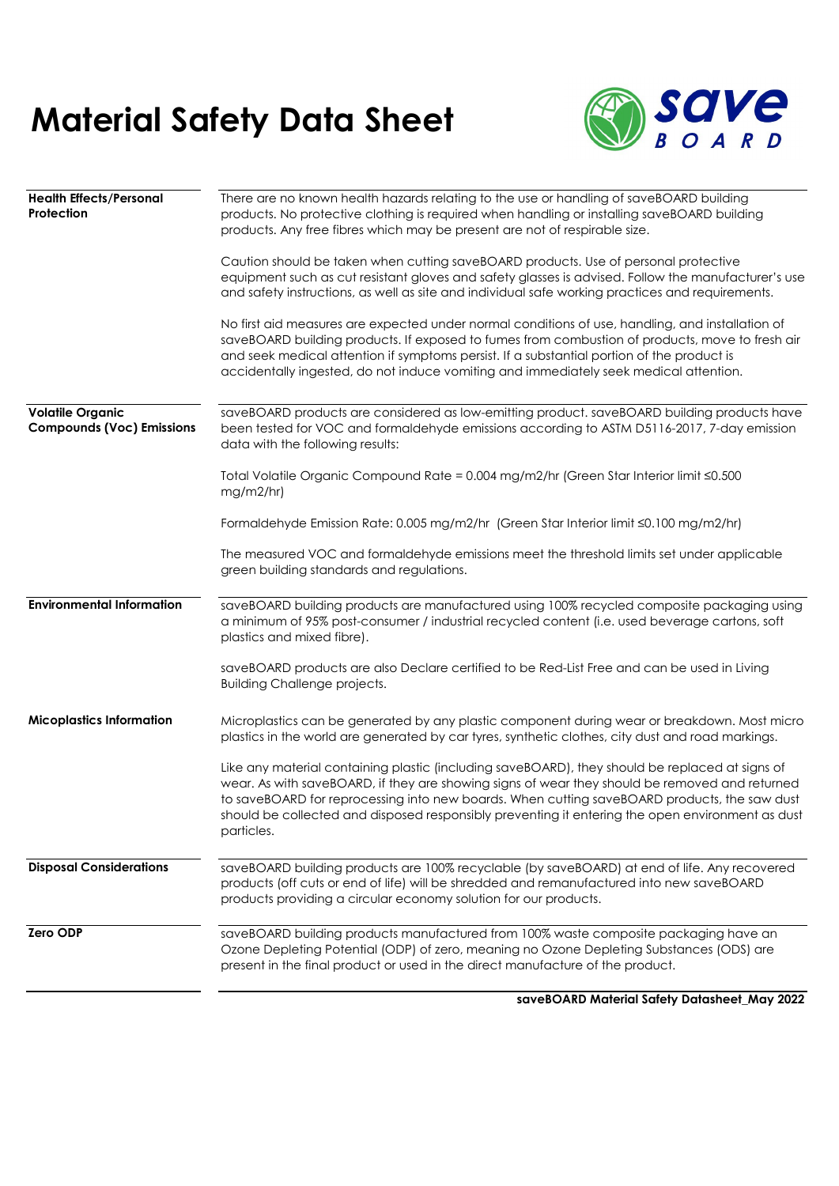# Material Safety Data Sheet

| | |
|---|---|
| **Health Effects/Personal Protection** | There are no known health hazards relating to the use or handling of saveBOARD building products. No protective clothing is required when handling or installing saveBOARD building products. Any free fibres which may be present are not of respirable size.<br><br>Caution should be taken when cutting saveBOARD products. Use of personal protective equipment such as cut resistant gloves and safety glasses is advised. Follow the manufacturer's use and safety instructions, as well as site and individual safe working practices and requirements.<br><br>No first aid measures are expected under normal conditions of use, handling, and installation of saveBOARD building products. If exposed to fumes from combustion of products, move to fresh air and seek medical attention if symptoms persist. If a substantial portion of the product is accidentally ingested, do not induce vomiting and immediately seek medical attention. |
| **Volatile Organic Compounds (Voc) Emissions** | saveBOARD products are considered as low-emitting product. saveBOARD building products have been tested for VOC and formaldehyde emissions according to ASTM D5116-2017, 7-day emission data with the following results:<br><br>Total Volatile Organic Compound Rate = 0.004 mg/m2/hr (Green Star Interior limit ≤0.500 mg/m2/hr)<br><br>Formaldehyde Emission Rate: 0.005 mg/m2/hr (Green Star Interior limit ≤0.100 mg/m2/hr)<br><br>The measured VOC and formaldehyde emissions meet the threshold limits set under applicable green building standards and regulations. |
| **Environmental Information** | saveBOARD building products are manufactured using 100% recycled composite packaging using a minimum of 95% post-consumer / industrial recycled content (i.e. used beverage cartons, soft plastics and mixed fibre).<br><br>saveBOARD products are also Declare certified to be Red-List Free and can be used in Living Building Challenge projects. |
| **Micoplastics Information** | Microplastics can be generated by any plastic component during wear or breakdown. Most micro plastics in the world are generated by car tyres, synthetic clothes, city dust and road markings.<br><br>Like any material containing plastic (including saveBOARD), they should be replaced at signs of wear. As with saveBOARD, if they are showing signs of wear they should be removed and returned to saveBOARD for reprocessing into new boards. When cutting saveBOARD products, the saw dust should be collected and disposed responsibly preventing it entering the open environment as dust particles. |
| **Disposal Considerations** | saveBOARD building products are 100% recyclable (by saveBOARD) at end of life. Any recovered products (off cuts or end of life) will be shredded and remanufactured into new saveBOARD products providing a circular economy solution for our products. |
| **Zero ODP** | saveBOARD building products manufactured from 100% waste composite packaging have an Ozone Depleting Potential (ODP) of zero, meaning no Ozone Depleting Substances (ODS) are present in the final product or used in the direct manufacture of the product. |

**saveBOARD Material Safety Datasheet_May 2022**